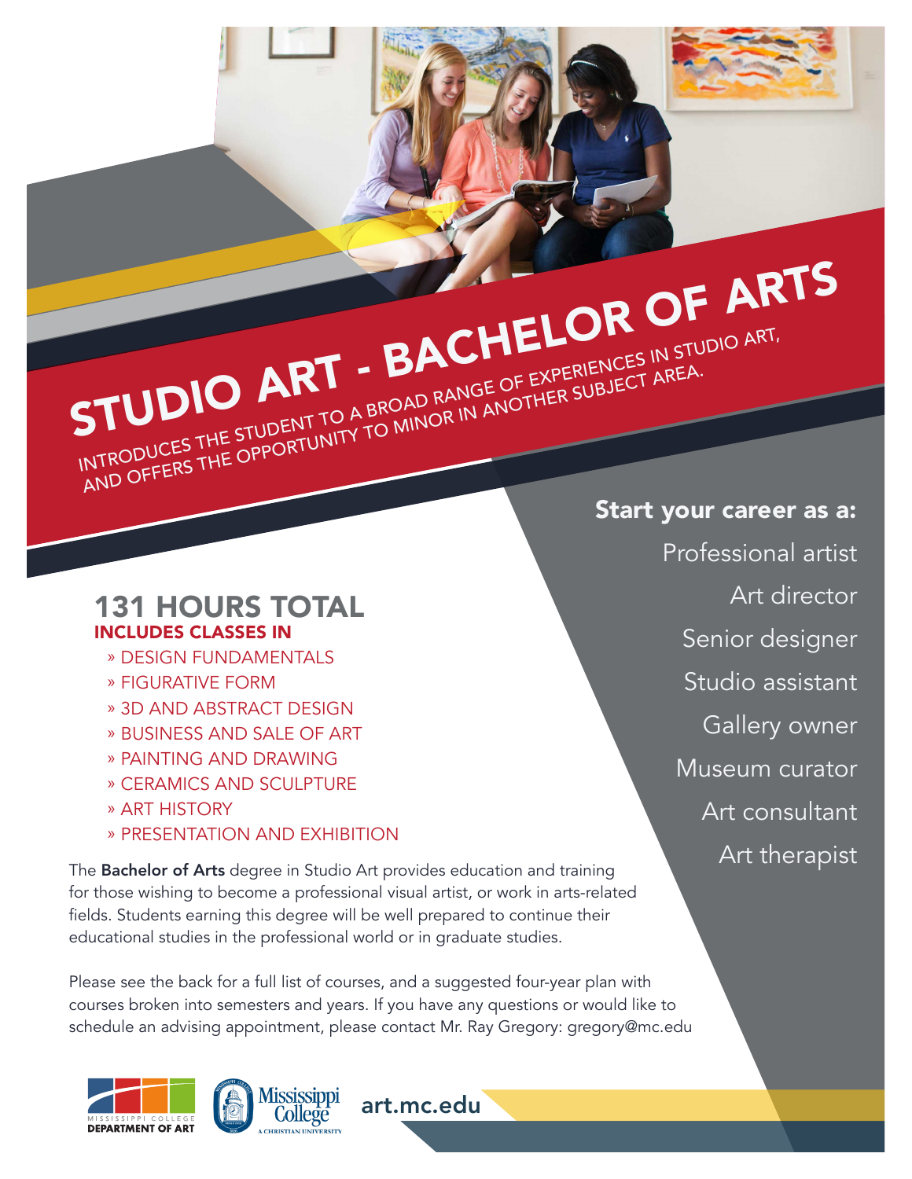# STUDIO ART - BACHELOR OF ARTS

INTRODUCES THE STUDENT TO A BROAD RANGE OF EXPERIENCES IN STUDIO ART, AND OFFERS THE OPPORTUNITY TO MINOR IN ANOTHER SUBJECT AREA.

**Start your career as a:**

- Professional artist
- Art director
- Senior designer
- Studio assistant
- Gallery owner
- Museum curator
- Art consultant
- Art therapist

## 131 HOURS TOTAL

### INCLUDES CLASSES IN

- » DESIGN FUNDAMENTALS
- » FIGURATIVE FORM
- » 3D AND ABSTRACT DESIGN
- » BUSINESS AND SALE OF ART
- » PAINTING AND DRAWING
- » CERAMICS AND SCULPTURE
- » ART HISTORY
- » PRESENTATION AND EXHIBITION

The **Bachelor of Arts** degree in Studio Art provides education and training for those wishing to become a professional visual artist, or work in arts-related fields. Students earning this degree will be well prepared to continue their educational studies in the professional world or in graduate studies.

Please see the back for a full list of courses, and a suggested four-year plan with courses broken into semesters and years. If you have any questions or would like to schedule an advising appointment, please contact Mr. Ray Gregory: gregory@mc.edu

MISSISSIPPI COLLEGE DEPARTMENT OF ART

Mississippi College A CHRISTIAN UNIVERSITY

art.mc.edu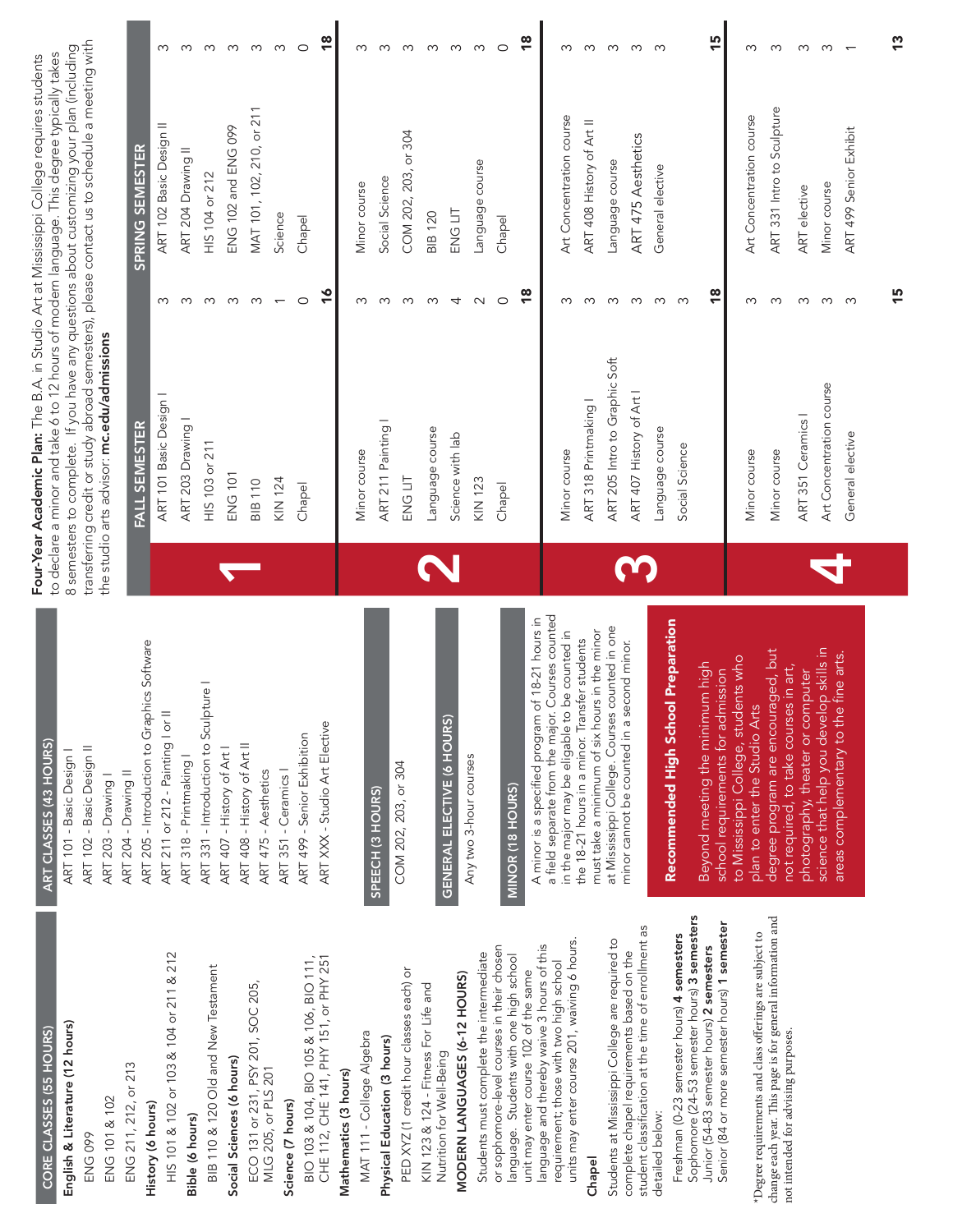## CORE CLASSES (55 HOURS)

**English & Literature (12 hours)**

ENG 099

ENG 101 & 102

ENG 211, 212, or 213

**History (6 hours)**

HIS 101 & 102 or 103 & 104 or 211 & 212

**Bible (6 hours)**

BIB 110 & 120 Old and New Testament

**Social Sciences (6 hours)**

ECO 131 or 231, PSY 201, SOC 205, MLG 205, or PLS 201

**Science (7 hours)**

BIO 103 & 104, BIO 105 & 106, BIO 111, CHE 112, CHE 141, PHY 151, or PHY 251

**Mathematics (3 hours)**

MAT 111 - College Algebra

**Physical Education (3 hours)**

PED XYZ (1 credit hour classes each) or

KIN 123 & 124 - Fitness For Life and Nutrition for Well-Being

**MODERN LANGUAGES (6-12 HOURS)**

Students must complete the intermediate or sophomore-level courses in their chosen language. Students with one high school unit may enter course 102 of the same language and thereby waive 3 hours of this requirement; those with two high school units may enter course 201, waiving 6 hours.

**Chapel**

Students at Mississippi College are required to complete chapel requirements based on the student classification at the time of enrollment as detailed below:

Freshman (0-23 semester hours) **4 semesters**
Sophomore (24-53 semester hours) **3 semesters**
Junior (54-83 semester hours) **2 semesters**
Senior (84 or more semester hours) **1 semester**

*Degree requirements and class offerings are subject to change each year. This page is for general information and not intended for advising purposes.

## ART CLASSES (43 HOURS)

ART 101 - Basic Design I
ART 102 - Basic Design II
ART 203 - Drawing I
ART 204 - Drawing II
ART 205 - Introduction to Graphics Software
ART 211 or 212 - Painting I or II
ART 318 - Printmaking I
ART 331 - Introduction to Sculpture I
ART 407 - History of Art I
ART 408 - History of Art II
ART 475 - Aesthetics
ART 351 - Ceramics I
ART 499 - Senior Exhibition
ART XXX - Studio Art Elective

## SPEECH (3 HOURS)

COM 202, 203, or 304

## GENERAL ELECTIVE (6 HOURS)

Any two 3-hour courses

## MINOR (18 HOURS)

A minor is a specified program of 18-21 hours in a field separate from the major. Courses counted in the major may be eligible to be counted in the 18-21 hours in a minor. Transfer students must take a minimum of six hours in the minor at Mississippi College. Courses counted in one minor cannot be counted in a second minor.

## Recommended High School Preparation

Beyond meeting the minimum high school requirements for admission to Mississippi College, students who plan to enter the Studio Arts degree program are encouraged, but not required, to take courses in art, photography, theater or computer science that help you develop skills in areas complementary to the fine arts.

**Four-Year Academic Plan:** The B.A. in Studio Art at Mississippi College requires students to declare a minor and take 6 to 12 hours of modern language. This degree typically takes 8 semesters to complete. If you have any questions about customizing your plan (including transferring credit or study abroad semesters), please contact us to schedule a meeting with the studio arts advisor: **mc.edu/admissions**

| Year | FALL SEMESTER | | SPRING SEMESTER | |
|---|---|---|---|---|
| 1 | ART 101 Basic Design I | 3 | ART 102 Basic Design II | 3 |
| | ART 203 Drawing I | 3 | ART 204 Drawing II | 3 |
| | HIS 103 or 211 | 3 | HIS 104 or 212 | 3 |
| | ENG 101 | 3 | ENG 102 and ENG 099 | 3 |
| | BIB 110 | 3 | MAT 101, 102, 210, or 211 | 3 |
| | KIN 124 | 1 | Science | 3 |
| | Chapel | 0 | Chapel | 0 |
| | | **16** | | **18** |
| 2 | Minor course | 3 | Minor course | 3 |
| | ART 211 Painting I | 3 | Social Science | 3 |
| | ENG LIT | 3 | COM 202, 203, or 304 | 3 |
| | Language course | 3 | BIB 120 | 3 |
| | Science with lab | 4 | ENG LIT | 3 |
| | KIN 123 | 2 | Language course | 3 |
| | Chapel | 0 | Chapel | 0 |
| | | **18** | | **18** |
| 3 | Minor course | 3 | Art Concentration course | 3 |
| | ART 318 Printmaking I | 3 | ART 408 History of Art II | 3 |
| | ART 205 Intro to Graphic Soft | 3 | Language course | 3 |
| | ART 407 History of Art I | 3 | ART 475 Aesthetics | 3 |
| | Language course | 3 | General elective | 3 |
| | Social Science | 3 | | |
| | | **18** | | **15** |
| 4 | Minor course | 3 | Art Concentration course | 3 |
| | Minor course | 3 | ART 331 Intro to Sculpture | 3 |
| | ART 351 Ceramics I | 3 | ART elective | 3 |
| | Art Concentration course | 3 | Minor course | 3 |
| | General elective | 3 | ART 499 Senior Exhibit | 1 |
| | | **15** | | **13** |